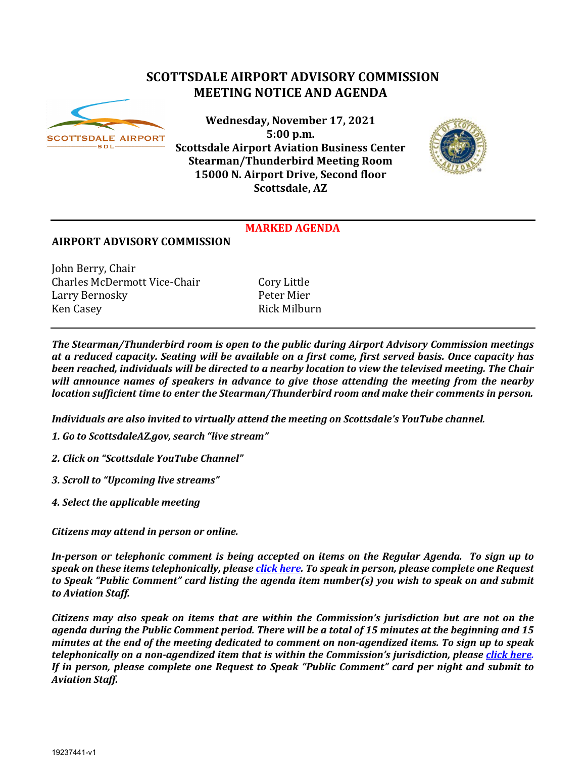# SCOTTSDALE AIRPORT ADVISORY COMMISSION MEETING NOTICE AND AGENDA

**Wednesday, November 17, 2021**
**5:00 p.m.**
**Scottsdale Airport Aviation Business Center**
**Stearman/Thunderbird Meeting Room**
**15000 N. Airport Drive, Second floor**
**Scottsdale, AZ**

**MARKED AGENDA**

## AIRPORT ADVISORY COMMISSION

John Berry, Chair
Charles McDermott Vice-Chair
Larry Bernosky
Ken Casey
Cory Little
Peter Mier
Rick Milburn

***The Stearman/Thunderbird room is open to the public during Airport Advisory Commission meetings at a reduced capacity. Seating will be available on a first come, first served basis. Once capacity has been reached, individuals will be directed to a nearby location to view the televised meeting. The Chair will announce names of speakers in advance to give those attending the meeting from the nearby location sufficient time to enter the Stearman/Thunderbird room and make their comments in person.***

***Individuals are also invited to virtually attend the meeting on Scottsdale's YouTube channel.***

***1. Go to ScottsdaleAZ.gov, search "live stream"***

***2. Click on "Scottsdale YouTube Channel"***

***3. Scroll to "Upcoming live streams"***

***4. Select the applicable meeting***

***Citizens may attend in person or online.***

***In-person or telephonic comment is being accepted on items on the Regular Agenda. To sign up to speak on these items telephonically, please click here. To speak in person, please complete one Request to Speak "Public Comment" card listing the agenda item number(s) you wish to speak on and submit to Aviation Staff.***

***Citizens may also speak on items that are within the Commission's jurisdiction but are not on the agenda during the Public Comment period. There will be a total of 15 minutes at the beginning and 15 minutes at the end of the meeting dedicated to comment on non-agendized items. To sign up to speak telephonically on a non-agendized item that is within the Commission's jurisdiction, please click here. If in person, please complete one Request to Speak "Public Comment" card per night and submit to Aviation Staff.***

19237441-v1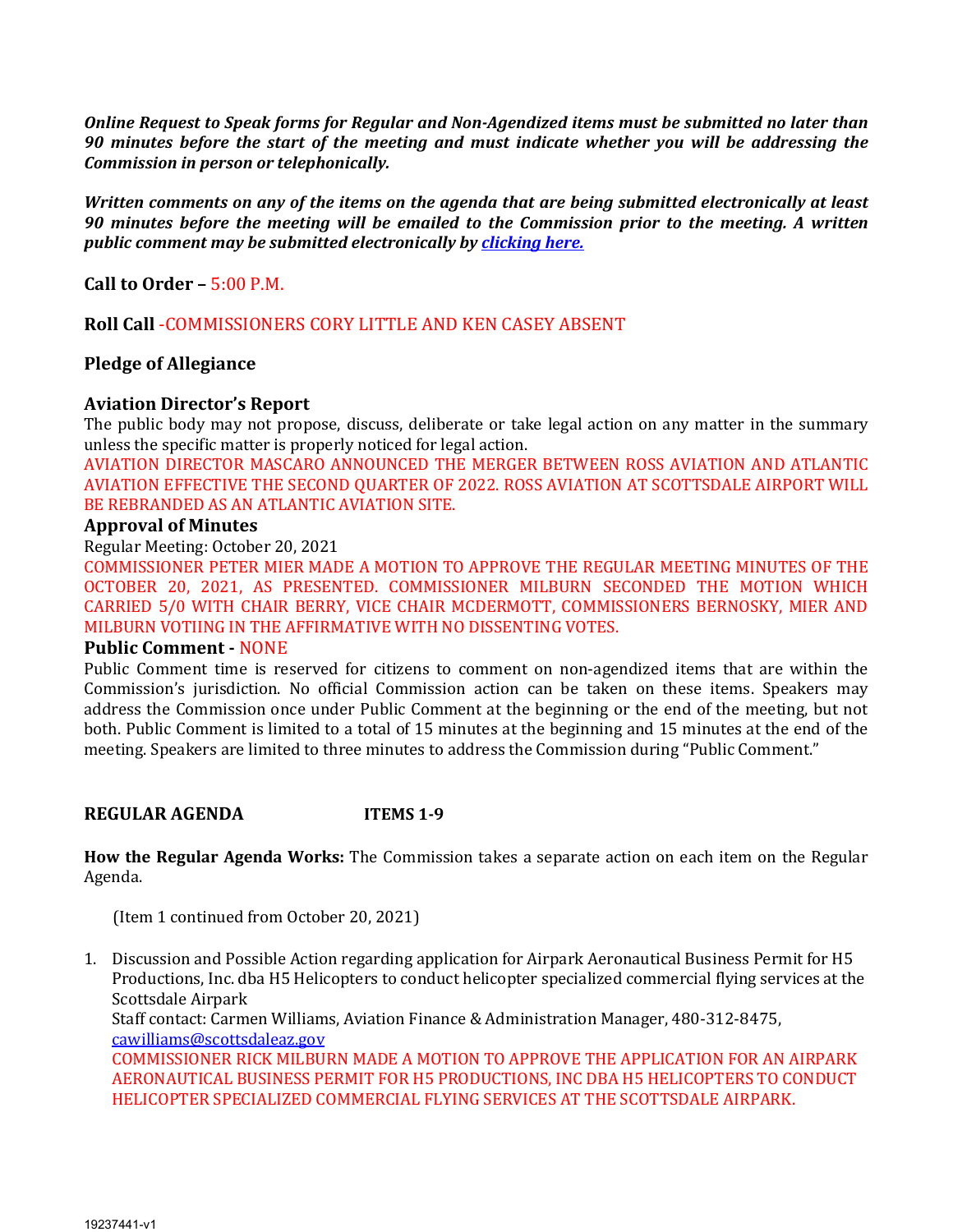***Online Request to Speak forms for Regular and Non-Agendized items must be submitted no later than 90 minutes before the start of the meeting and must indicate whether you will be addressing the Commission in person or telephonically.***

***Written comments on any of the items on the agenda that are being submitted electronically at least 90 minutes before the meeting will be emailed to the Commission prior to the meeting. A written public comment may be submitted electronically by [clicking here.](#)***

**Call to Order –** 5:00 P.M.

**Roll Call** -COMMISSIONERS CORY LITTLE AND KEN CASEY ABSENT

**Pledge of Allegiance**

**Aviation Director's Report**

The public body may not propose, discuss, deliberate or take legal action on any matter in the summary unless the specific matter is properly noticed for legal action.

AVIATION DIRECTOR MASCARO ANNOUNCED THE MERGER BETWEEN ROSS AVIATION AND ATLANTIC AVIATION EFFECTIVE THE SECOND QUARTER OF 2022. ROSS AVIATION AT SCOTTSDALE AIRPORT WILL BE REBRANDED AS AN ATLANTIC AVIATION SITE.

**Approval of Minutes**

Regular Meeting: October 20, 2021

COMMISSIONER PETER MIER MADE A MOTION TO APPROVE THE REGULAR MEETING MINUTES OF THE OCTOBER 20, 2021, AS PRESENTED. COMMISSIONER MILBURN SECONDED THE MOTION WHICH CARRIED 5/0 WITH CHAIR BERRY, VICE CHAIR MCDERMOTT, COMMISSIONERS BERNOSKY, MIER AND MILBURN VOTIING IN THE AFFIRMATIVE WITH NO DISSENTING VOTES.

**Public Comment -** NONE

Public Comment time is reserved for citizens to comment on non-agendized items that are within the Commission's jurisdiction. No official Commission action can be taken on these items. Speakers may address the Commission once under Public Comment at the beginning or the end of the meeting, but not both. Public Comment is limited to a total of 15 minutes at the beginning and 15 minutes at the end of the meeting. Speakers are limited to three minutes to address the Commission during "Public Comment."

**REGULAR AGENDA ITEMS 1-9**

**How the Regular Agenda Works:** The Commission takes a separate action on each item on the Regular Agenda.

(Item 1 continued from October 20, 2021)

1. Discussion and Possible Action regarding application for Airpark Aeronautical Business Permit for H5 Productions, Inc. dba H5 Helicopters to conduct helicopter specialized commercial flying services at the Scottsdale Airpark
   Staff contact: Carmen Williams, Aviation Finance & Administration Manager, 480-312-8475, cawilliams@scottsdaleaz.gov
   COMMISSIONER RICK MILBURN MADE A MOTION TO APPROVE THE APPLICATION FOR AN AIRPARK AERONAUTICAL BUSINESS PERMIT FOR H5 PRODUCTIONS, INC DBA H5 HELICOPTERS TO CONDUCT HELICOPTER SPECIALIZED COMMERCIAL FLYING SERVICES AT THE SCOTTSDALE AIRPARK.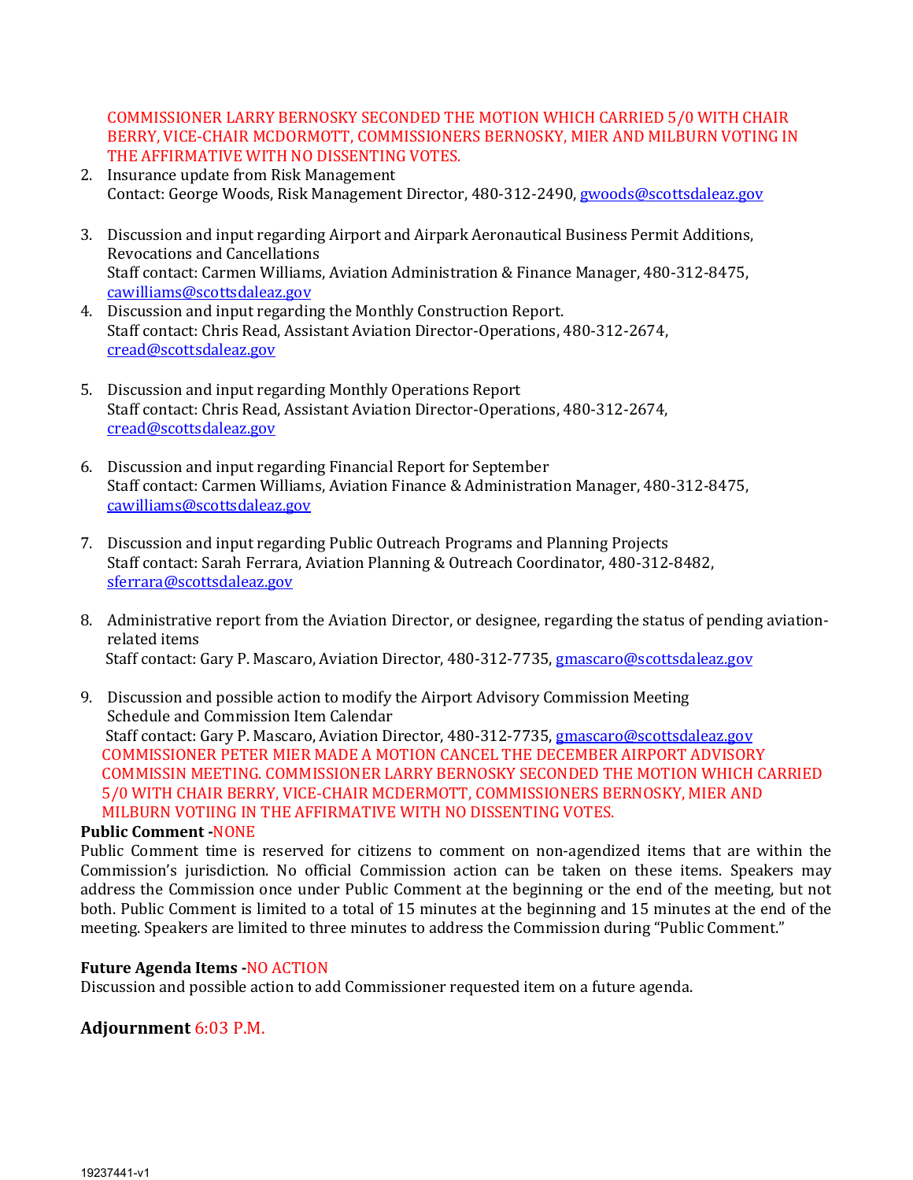COMMISSIONER LARRY BERNOSKY SECONDED THE MOTION WHICH CARRIED 5/0 WITH CHAIR BERRY, VICE-CHAIR MCDORMOTT, COMMISSIONERS BERNOSKY, MIER AND MILBURN VOTING IN THE AFFIRMATIVE WITH NO DISSENTING VOTES.

2. Insurance update from Risk Management
   Contact: George Woods, Risk Management Director, 480-312-2490, gwoods@scottsdaleaz.gov

3. Discussion and input regarding Airport and Airpark Aeronautical Business Permit Additions, Revocations and Cancellations
   Staff contact: Carmen Williams, Aviation Administration & Finance Manager, 480-312-8475, cawilliams@scottsdaleaz.gov

4. Discussion and input regarding the Monthly Construction Report.
   Staff contact: Chris Read, Assistant Aviation Director-Operations, 480-312-2674, cread@scottsdaleaz.gov

5. Discussion and input regarding Monthly Operations Report
   Staff contact: Chris Read, Assistant Aviation Director-Operations, 480-312-2674, cread@scottsdaleaz.gov

6. Discussion and input regarding Financial Report for September
   Staff contact: Carmen Williams, Aviation Finance & Administration Manager, 480-312-8475, cawilliams@scottsdaleaz.gov

7. Discussion and input regarding Public Outreach Programs and Planning Projects
   Staff contact: Sarah Ferrara, Aviation Planning & Outreach Coordinator, 480-312-8482, sferrara@scottsdaleaz.gov

8. Administrative report from the Aviation Director, or designee, regarding the status of pending aviation-related items
   Staff contact: Gary P. Mascaro, Aviation Director, 480-312-7735, gmascaro@scottsdaleaz.gov

9. Discussion and possible action to modify the Airport Advisory Commission Meeting Schedule and Commission Item Calendar
   Staff contact: Gary P. Mascaro, Aviation Director, 480-312-7735, gmascaro@scottsdaleaz.gov
   COMMISSIONER PETER MIER MADE A MOTION CANCEL THE DECEMBER AIRPORT ADVISORY COMMISSIN MEETING. COMMISSIONER LARRY BERNOSKY SECONDED THE MOTION WHICH CARRIED 5/0 WITH CHAIR BERRY, VICE-CHAIR MCDERMOTT, COMMISSIONERS BERNOSKY, MIER AND MILBURN VOTIING IN THE AFFIRMATIVE WITH NO DISSENTING VOTES.

**Public Comment** -NONE

Public Comment time is reserved for citizens to comment on non-agendized items that are within the Commission's jurisdiction. No official Commission action can be taken on these items. Speakers may address the Commission once under Public Comment at the beginning or the end of the meeting, but not both. Public Comment is limited to a total of 15 minutes at the beginning and 15 minutes at the end of the meeting. Speakers are limited to three minutes to address the Commission during "Public Comment."

**Future Agenda Items** -NO ACTION

Discussion and possible action to add Commissioner requested item on a future agenda.

**Adjournment** 6:03 P.M.

19237441-v1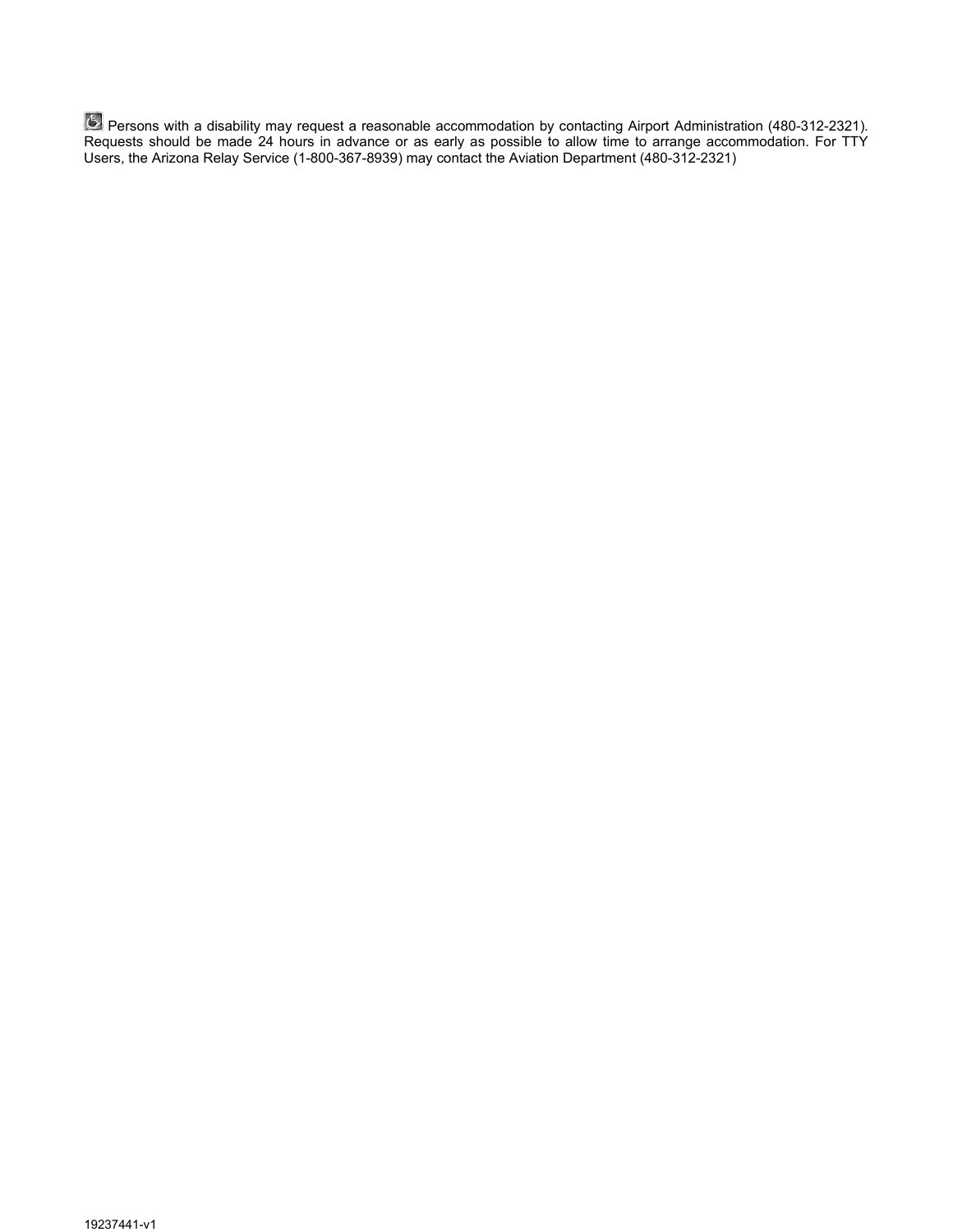Persons with a disability may request a reasonable accommodation by contacting Airport Administration (480-312-2321). Requests should be made 24 hours in advance or as early as possible to allow time to arrange accommodation. For TTY Users, the Arizona Relay Service (1-800-367-8939) may contact the Aviation Department (480-312-2321)

19237441-v1